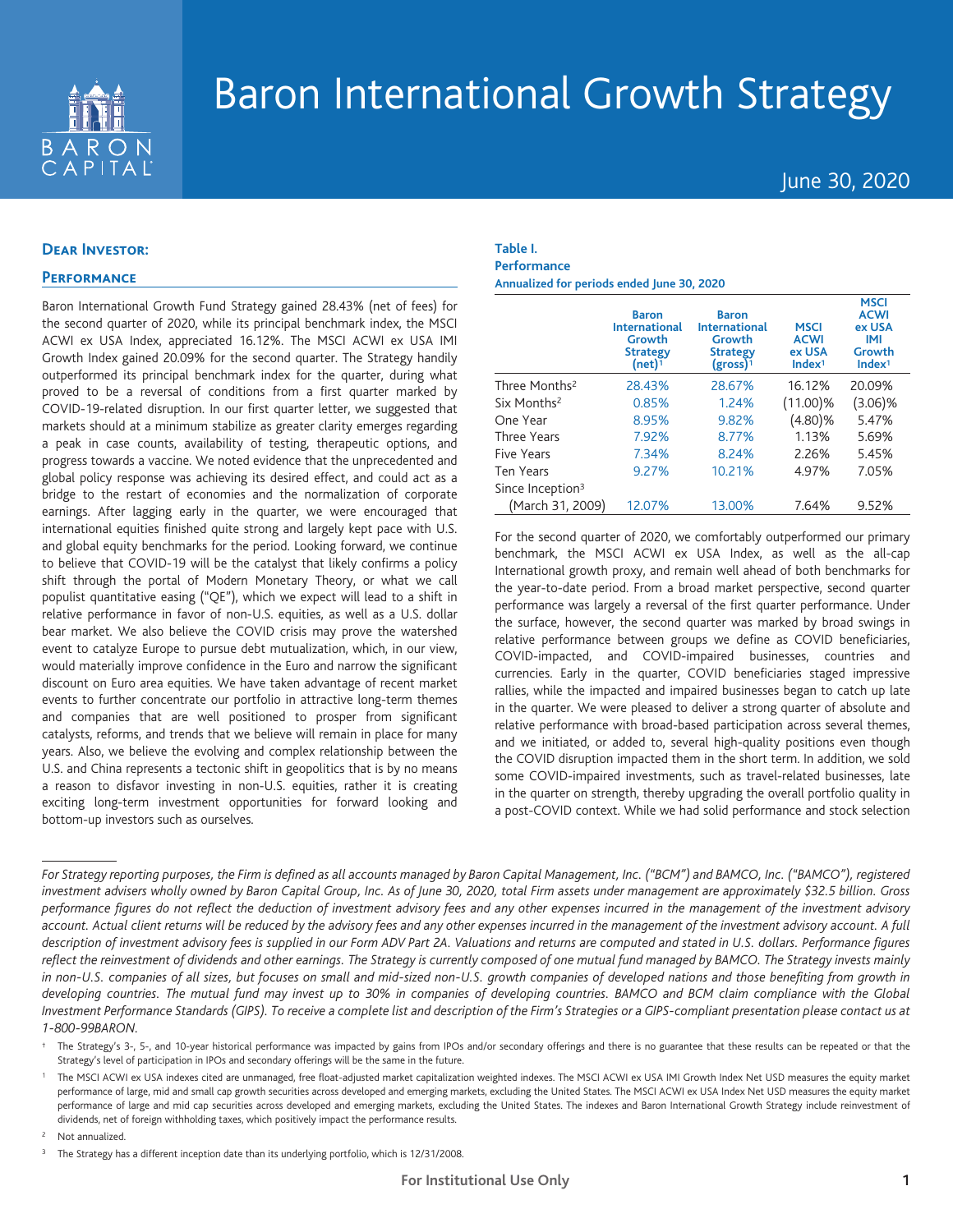# Baron International Growth Strategy

June 30, 2020

## Dear Investor:

### Performance

Baron International Growth Fund Strategy gained 28.43% (net of fees) for the second quarter of 2020, while its principal benchmark index, the MSCI ACWI ex USA Index, appreciated 16.12%. The MSCI ACWI ex USA IMI Growth Index gained 20.09% for the second quarter. The Strategy handily outperformed its principal benchmark index for the quarter, during what proved to be a reversal of conditions from a first quarter marked by COVID-19-related disruption. In our first quarter letter, we suggested that markets should at a minimum stabilize as greater clarity emerges regarding a peak in case counts, availability of testing, therapeutic options, and progress towards a vaccine. We noted evidence that the unprecedented and global policy response was achieving its desired effect, and could act as a bridge to the restart of economies and the normalization of corporate earnings. After lagging early in the quarter, we were encouraged that international equities finished quite strong and largely kept pace with U.S. and global equity benchmarks for the period. Looking forward, we continue to believe that COVID-19 will be the catalyst that likely confirms a policy shift through the portal of Modern Monetary Theory, or what we call populist quantitative easing ("QE"), which we expect will lead to a shift in relative performance in favor of non-U.S. equities, as well as a U.S. dollar bear market. We also believe the COVID crisis may prove the watershed event to catalyze Europe to pursue debt mutualization, which, in our view, would materially improve confidence in the Euro and narrow the significant discount on Euro area equities. We have taken advantage of recent market events to further concentrate our portfolio in attractive long-term themes and companies that are well positioned to prosper from significant catalysts, reforms, and trends that we believe will remain in place for many years. Also, we believe the evolving and complex relationship between the U.S. and China represents a tectonic shift in geopolitics that is by no means a reason to disfavor investing in non-U.S. equities, rather it is creating exciting long-term investment opportunities for forward looking and bottom-up investors such as ourselves.

**Table I.**
**Performance**
**Annualized for periods ended June 30, 2020**

| | Baron International Growth Strategy (net)[1] | Baron International Growth Strategy (gross)[1] | MSCI ACWI ex USA Index[1] | MSCI ACWI ex USA IMI Growth Index[1] |
|---|---|---|---|---|
| Three Months[2] | 28.43% | 28.67% | 16.12% | 20.09% |
| Six Months[2] | 0.85% | 1.24% | (11.00)% | (3.06)% |
| One Year | 8.95% | 9.82% | (4.80)% | 5.47% |
| Three Years | 7.92% | 8.77% | 1.13% | 5.69% |
| Five Years | 7.34% | 8.24% | 2.26% | 5.45% |
| Ten Years | 9.27% | 10.21% | 4.97% | 7.05% |
| Since Inception[3] (March 31, 2009) | 12.07% | 13.00% | 7.64% | 9.52% |

For the second quarter of 2020, we comfortably outperformed our primary benchmark, the MSCI ACWI ex USA Index, as well as the all-cap International growth proxy, and remain well ahead of both benchmarks for the year-to-date period. From a broad market perspective, second quarter performance was largely a reversal of the first quarter performance. Under the surface, however, the second quarter was marked by broad swings in relative performance between groups we define as COVID beneficiaries, COVID-impacted, and COVID-impaired businesses, countries and currencies. Early in the quarter, COVID beneficiaries staged impressive rallies, while the impacted and impaired businesses began to catch up late in the quarter. We were pleased to deliver a strong quarter of absolute and relative performance with broad-based participation across several themes, and we initiated, or added to, several high-quality positions even though the COVID disruption impacted them in the short term. In addition, we sold some COVID-impaired investments, such as travel-related businesses, late in the quarter on strength, thereby upgrading the overall portfolio quality in a post-COVID context. While we had solid performance and stock selection

*For Strategy reporting purposes, the Firm is defined as all accounts managed by Baron Capital Management, Inc. ("BCM") and BAMCO, Inc. ("BAMCO"), registered investment advisers wholly owned by Baron Capital Group, Inc. As of June 30, 2020, total Firm assets under management are approximately $32.5 billion. Gross performance figures do not reflect the deduction of investment advisory fees and any other expenses incurred in the management of the investment advisory account. Actual client returns will be reduced by the advisory fees and any other expenses incurred in the management of the investment advisory account. A full description of investment advisory fees is supplied in our Form ADV Part 2A. Valuations and returns are computed and stated in U.S. dollars. Performance figures reflect the reinvestment of dividends and other earnings. The Strategy is currently composed of one mutual fund managed by BAMCO. The Strategy invests mainly in non-U.S. companies of all sizes, but focuses on small and mid-sized non-U.S. growth companies of developed nations and those benefiting from growth in developing countries. The mutual fund may invest up to 30% in companies of developing countries. BAMCO and BCM claim compliance with the Global Investment Performance Standards (GIPS). To receive a complete list and description of the Firm's Strategies or a GIPS-compliant presentation please contact us at 1-800-99BARON.*

† The Strategy's 3-, 5-, and 10-year historical performance was impacted by gains from IPOs and/or secondary offerings and there is no guarantee that these results can be repeated or that the Strategy's level of participation in IPOs and secondary offerings will be the same in the future.

[1] The MSCI ACWI ex USA indexes cited are unmanaged, free float-adjusted market capitalization weighted indexes. The MSCI ACWI ex USA IMI Growth Index Net USD measures the equity market performance of large, mid and small cap growth securities across developed and emerging markets, excluding the United States. The MSCI ACWI ex USA Index Net USD measures the equity market performance of large and mid cap securities across developed and emerging markets, excluding the United States. The indexes and Baron International Growth Strategy include reinvestment of dividends, net of foreign withholding taxes, which positively impact the performance results.

[2] Not annualized.

[3] The Strategy has a different inception date than its underlying portfolio, which is 12/31/2008.

For Institutional Use Only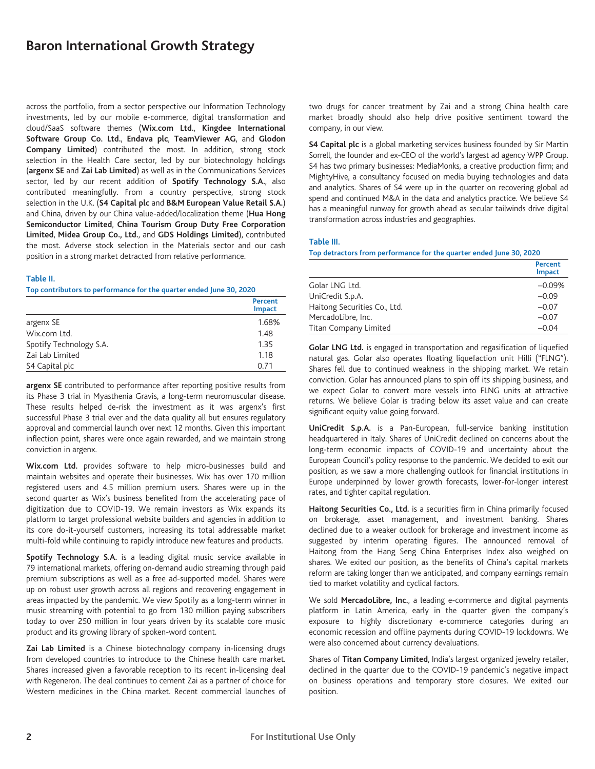across the portfolio, from a sector perspective our Information Technology investments, led by our mobile e-commerce, digital transformation and cloud/SaaS software themes (**Wix.com Ltd.**, **Kingdee International Software Group Co. Ltd.**, **Endava plc**, **TeamViewer AG**, and **Glodon Company Limited**) contributed the most. In addition, strong stock selection in the Health Care sector, led by our biotechnology holdings (**argenx SE** and **Zai Lab Limited**) as well as in the Communications Services sector, led by our recent addition of **Spotify Technology S.A.**, also contributed meaningfully. From a country perspective, strong stock selection in the U.K. (**S4 Capital plc** and **B&M European Value Retail S.A.**) and China, driven by our China value-added/localization theme (**Hua Hong Semiconductor Limited**, **China Tourism Group Duty Free Corporation Limited**, **Midea Group Co., Ltd.**, and **GDS Holdings Limited**), contributed the most. Adverse stock selection in the Materials sector and our cash position in a strong market detracted from relative performance.

**Table II.**
**Top contributors to performance for the quarter ended June 30, 2020**

| | Percent Impact |
|---|---|
| argenx SE | 1.68% |
| Wix.com Ltd. | 1.48 |
| Spotify Technology S.A. | 1.35 |
| Zai Lab Limited | 1.18 |
| S4 Capital plc | 0.71 |

**argenx SE** contributed to performance after reporting positive results from its Phase 3 trial in Myasthenia Gravis, a long-term neuromuscular disease. These results helped de-risk the investment as it was argenx's first successful Phase 3 trial ever and the data quality all but ensures regulatory approval and commercial launch over next 12 months. Given this important inflection point, shares were once again rewarded, and we maintain strong conviction in argenx.

**Wix.com Ltd.** provides software to help micro-businesses build and maintain websites and operate their businesses. Wix has over 170 million registered users and 4.5 million premium users. Shares were up in the second quarter as Wix's business benefited from the accelerating pace of digitization due to COVID-19. We remain investors as Wix expands its platform to target professional website builders and agencies in addition to its core do-it-yourself customers, increasing its total addressable market multi-fold while continuing to rapidly introduce new features and products.

**Spotify Technology S.A.** is a leading digital music service available in 79 international markets, offering on-demand audio streaming through paid premium subscriptions as well as a free ad-supported model. Shares were up on robust user growth across all regions and recovering engagement in areas impacted by the pandemic. We view Spotify as a long-term winner in music streaming with potential to go from 130 million paying subscribers today to over 250 million in four years driven by its scalable core music product and its growing library of spoken-word content.

**Zai Lab Limited** is a Chinese biotechnology company in-licensing drugs from developed countries to introduce to the Chinese health care market. Shares increased given a favorable reception to its recent in-licensing deal with Regeneron. The deal continues to cement Zai as a partner of choice for Western medicines in the China market. Recent commercial launches of two drugs for cancer treatment by Zai and a strong China health care market broadly should also help drive positive sentiment toward the company, in our view.

**S4 Capital plc** is a global marketing services business founded by Sir Martin Sorrell, the founder and ex-CEO of the world's largest ad agency WPP Group. S4 has two primary businesses: MediaMonks, a creative production firm; and MightyHive, a consultancy focused on media buying technologies and data and analytics. Shares of S4 were up in the quarter on recovering global ad spend and continued M&A in the data and analytics practice. We believe S4 has a meaningful runway for growth ahead as secular tailwinds drive digital transformation across industries and geographies.

**Table III.**
**Top detractors from performance for the quarter ended June 30, 2020**

| | Percent Impact |
|---|---|
| Golar LNG Ltd. | –0.09% |
| UniCredit S.p.A. | –0.09 |
| Haitong Securities Co., Ltd. | –0.07 |
| MercadoLibre, Inc. | –0.07 |
| Titan Company Limited | –0.04 |

**Golar LNG Ltd.** is engaged in transportation and regasification of liquefied natural gas. Golar also operates floating liquefaction unit Hilli ("FLNG"). Shares fell due to continued weakness in the shipping market. We retain conviction. Golar has announced plans to spin off its shipping business, and we expect Golar to convert more vessels into FLNG units at attractive returns. We believe Golar is trading below its asset value and can create significant equity value going forward.

**UniCredit S.p.A.** is a Pan-European, full-service banking institution headquartered in Italy. Shares of UniCredit declined on concerns about the long-term economic impacts of COVID-19 and uncertainty about the European Council's policy response to the pandemic. We decided to exit our position, as we saw a more challenging outlook for financial institutions in Europe underpinned by lower growth forecasts, lower-for-longer interest rates, and tighter capital regulation.

**Haitong Securities Co., Ltd.** is a securities firm in China primarily focused on brokerage, asset management, and investment banking. Shares declined due to a weaker outlook for brokerage and investment income as suggested by interim operating figures. The announced removal of Haitong from the Hang Seng China Enterprises Index also weighed on shares. We exited our position, as the benefits of China's capital markets reform are taking longer than we anticipated, and company earnings remain tied to market volatility and cyclical factors.

We sold **MercadoLibre, Inc.**, a leading e-commerce and digital payments platform in Latin America, early in the quarter given the company's exposure to highly discretionary e-commerce categories during an economic recession and offline payments during COVID-19 lockdowns. We were also concerned about currency devaluations.

Shares of **Titan Company Limited**, India's largest organized jewelry retailer, declined in the quarter due to the COVID-19 pandemic's negative impact on business operations and temporary store closures. We exited our position.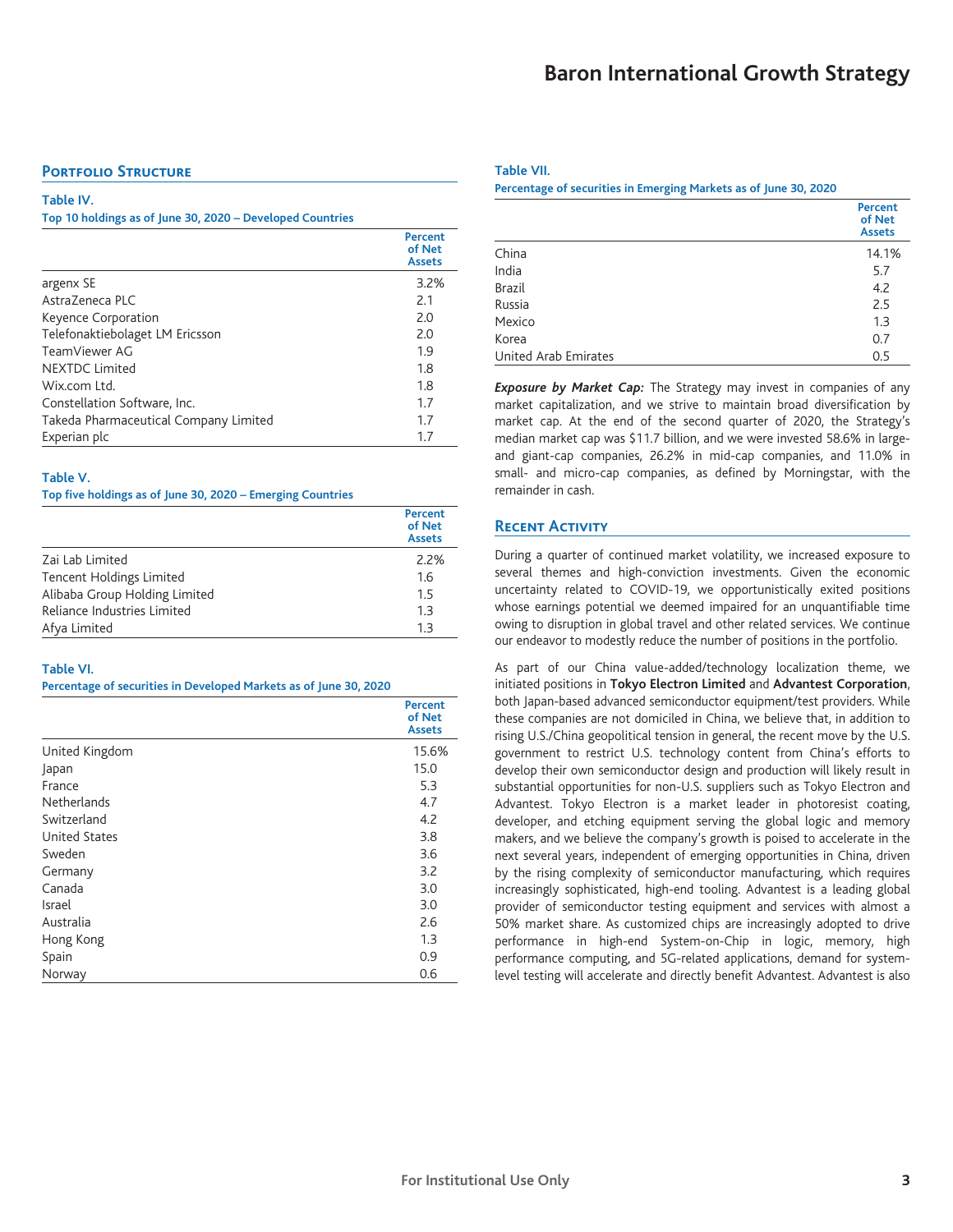## Portfolio Structure

**Table IV.**
**Top 10 holdings as of June 30, 2020 – Developed Countries**

| | Percent of Net Assets |
|---|---|
| argenx SE | 3.2% |
| AstraZeneca PLC | 2.1 |
| Keyence Corporation | 2.0 |
| Telefonaktiebolaget LM Ericsson | 2.0 |
| TeamViewer AG | 1.9 |
| NEXTDC Limited | 1.8 |
| Wix.com Ltd. | 1.8 |
| Constellation Software, Inc. | 1.7 |
| Takeda Pharmaceutical Company Limited | 1.7 |
| Experian plc | 1.7 |

**Table V.**
**Top five holdings as of June 30, 2020 – Emerging Countries**

| | Percent of Net Assets |
|---|---|
| Zai Lab Limited | 2.2% |
| Tencent Holdings Limited | 1.6 |
| Alibaba Group Holding Limited | 1.5 |
| Reliance Industries Limited | 1.3 |
| Afya Limited | 1.3 |

**Table VI.**
**Percentage of securities in Developed Markets as of June 30, 2020**

| | Percent of Net Assets |
|---|---|
| United Kingdom | 15.6% |
| Japan | 15.0 |
| France | 5.3 |
| Netherlands | 4.7 |
| Switzerland | 4.2 |
| United States | 3.8 |
| Sweden | 3.6 |
| Germany | 3.2 |
| Canada | 3.0 |
| Israel | 3.0 |
| Australia | 2.6 |
| Hong Kong | 1.3 |
| Spain | 0.9 |
| Norway | 0.6 |

**Table VII.**
**Percentage of securities in Emerging Markets as of June 30, 2020**

| | Percent of Net Assets |
|---|---|
| China | 14.1% |
| India | 5.7 |
| Brazil | 4.2 |
| Russia | 2.5 |
| Mexico | 1.3 |
| Korea | 0.7 |
| United Arab Emirates | 0.5 |

***Exposure by Market Cap:*** The Strategy may invest in companies of any market capitalization, and we strive to maintain broad diversification by market cap. At the end of the second quarter of 2020, the Strategy's median market cap was $11.7 billion, and we were invested 58.6% in large- and giant-cap companies, 26.2% in mid-cap companies, and 11.0% in small- and micro-cap companies, as defined by Morningstar, with the remainder in cash.

## Recent Activity

During a quarter of continued market volatility, we increased exposure to several themes and high-conviction investments. Given the economic uncertainty related to COVID-19, we opportunistically exited positions whose earnings potential we deemed impaired for an unquantifiable time owing to disruption in global travel and other related services. We continue our endeavor to modestly reduce the number of positions in the portfolio.

As part of our China value-added/technology localization theme, we initiated positions in **Tokyo Electron Limited** and **Advantest Corporation**, both Japan-based advanced semiconductor equipment/test providers. While these companies are not domiciled in China, we believe that, in addition to rising U.S./China geopolitical tension in general, the recent move by the U.S. government to restrict U.S. technology content from China's efforts to develop their own semiconductor design and production will likely result in substantial opportunities for non-U.S. suppliers such as Tokyo Electron and Advantest. Tokyo Electron is a market leader in photoresist coating, developer, and etching equipment serving the global logic and memory makers, and we believe the company's growth is poised to accelerate in the next several years, independent of emerging opportunities in China, driven by the rising complexity of semiconductor manufacturing, which requires increasingly sophisticated, high-end tooling. Advantest is a leading global provider of semiconductor testing equipment and services with almost a 50% market share. As customized chips are increasingly adopted to drive performance in high-end System-on-Chip in logic, memory, high performance computing, and 5G-related applications, demand for system-level testing will accelerate and directly benefit Advantest. Advantest is also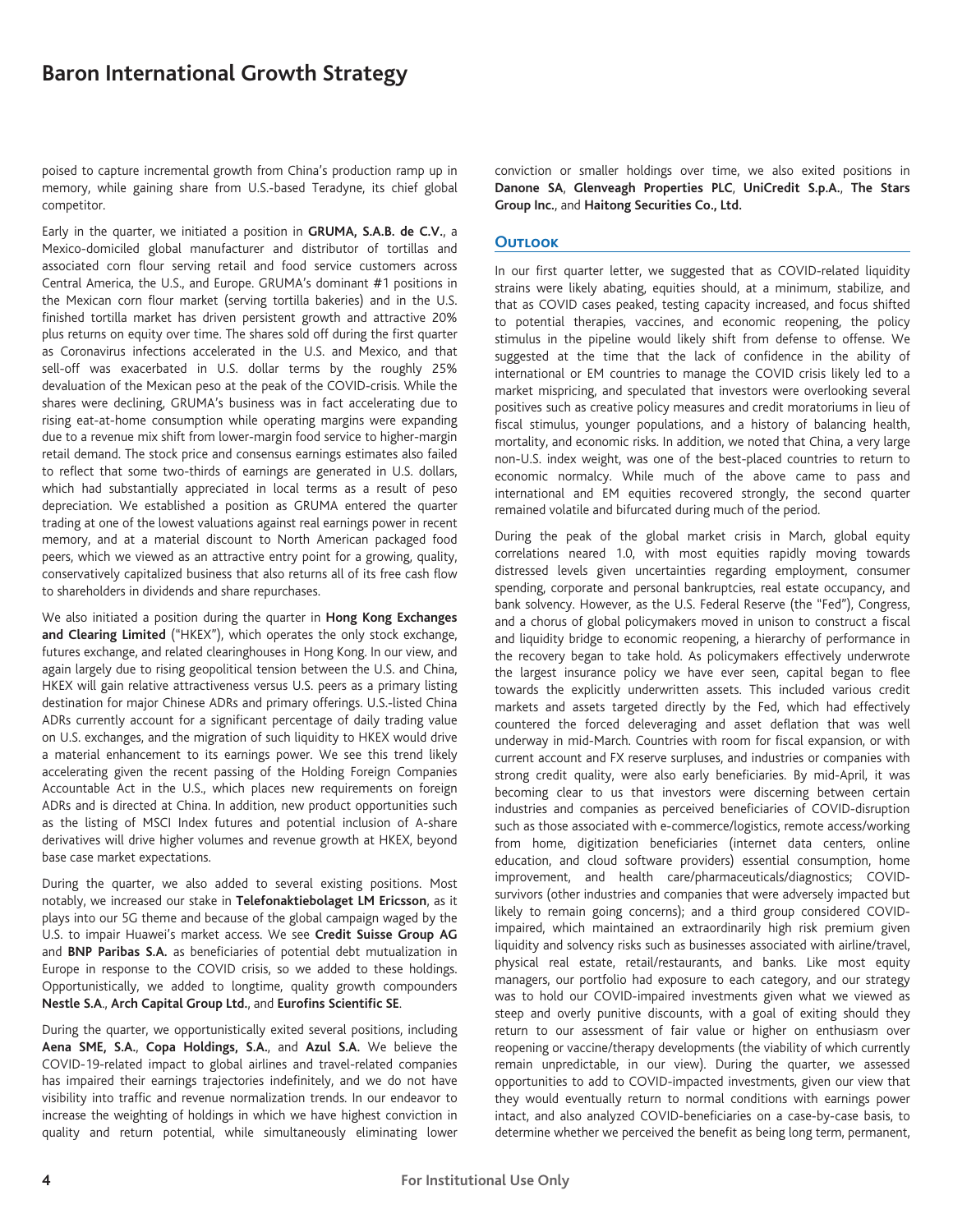poised to capture incremental growth from China's production ramp up in memory, while gaining share from U.S.-based Teradyne, its chief global competitor.

Early in the quarter, we initiated a position in **GRUMA, S.A.B. de C.V.**, a Mexico-domiciled global manufacturer and distributor of tortillas and associated corn flour serving retail and food service customers across Central America, the U.S., and Europe. GRUMA's dominant #1 positions in the Mexican corn flour market (serving tortilla bakeries) and in the U.S. finished tortilla market has driven persistent growth and attractive 20% plus returns on equity over time. The shares sold off during the first quarter as Coronavirus infections accelerated in the U.S. and Mexico, and that sell-off was exacerbated in U.S. dollar terms by the roughly 25% devaluation of the Mexican peso at the peak of the COVID-crisis. While the shares were declining, GRUMA's business was in fact accelerating due to rising eat-at-home consumption while operating margins were expanding due to a revenue mix shift from lower-margin food service to higher-margin retail demand. The stock price and consensus earnings estimates also failed to reflect that some two-thirds of earnings are generated in U.S. dollars, which had substantially appreciated in local terms as a result of peso depreciation. We established a position as GRUMA entered the quarter trading at one of the lowest valuations against real earnings power in recent memory, and at a material discount to North American packaged food peers, which we viewed as an attractive entry point for a growing, quality, conservatively capitalized business that also returns all of its free cash flow to shareholders in dividends and share repurchases.

We also initiated a position during the quarter in **Hong Kong Exchanges and Clearing Limited** ("HKEX"), which operates the only stock exchange, futures exchange, and related clearinghouses in Hong Kong. In our view, and again largely due to rising geopolitical tension between the U.S. and China, HKEX will gain relative attractiveness versus U.S. peers as a primary listing destination for major Chinese ADRs and primary offerings. U.S.-listed China ADRs currently account for a significant percentage of daily trading value on U.S. exchanges, and the migration of such liquidity to HKEX would drive a material enhancement to its earnings power. We see this trend likely accelerating given the recent passing of the Holding Foreign Companies Accountable Act in the U.S., which places new requirements on foreign ADRs and is directed at China. In addition, new product opportunities such as the listing of MSCI Index futures and potential inclusion of A-share derivatives will drive higher volumes and revenue growth at HKEX, beyond base case market expectations.

During the quarter, we also added to several existing positions. Most notably, we increased our stake in **Telefonaktiebolaget LM Ericsson**, as it plays into our 5G theme and because of the global campaign waged by the U.S. to impair Huawei's market access. We see **Credit Suisse Group AG** and **BNP Paribas S.A.** as beneficiaries of potential debt mutualization in Europe in response to the COVID crisis, so we added to these holdings. Opportunistically, we added to longtime, quality growth compounders **Nestle S.A**, **Arch Capital Group Ltd.**, and **Eurofins Scientific SE**.

During the quarter, we opportunistically exited several positions, including **Aena SME, S.A.**, **Copa Holdings, S.A.**, and **Azul S.A.** We believe the COVID-19-related impact to global airlines and travel-related companies has impaired their earnings trajectories indefinitely, and we do not have visibility into traffic and revenue normalization trends. In our endeavor to increase the weighting of holdings in which we have highest conviction in quality and return potential, while simultaneously eliminating lower conviction or smaller holdings over time, we also exited positions in **Danone SA**, **Glenveagh Properties PLC**, **UniCredit S.p.A.**, **The Stars Group Inc.**, and **Haitong Securities Co., Ltd.**

## Outlook

In our first quarter letter, we suggested that as COVID-related liquidity strains were likely abating, equities should, at a minimum, stabilize, and that as COVID cases peaked, testing capacity increased, and focus shifted to potential therapies, vaccines, and economic reopening, the policy stimulus in the pipeline would likely shift from defense to offense. We suggested at the time that the lack of confidence in the ability of international or EM countries to manage the COVID crisis likely led to a market mispricing, and speculated that investors were overlooking several positives such as creative policy measures and credit moratoriums in lieu of fiscal stimulus, younger populations, and a history of balancing health, mortality, and economic risks. In addition, we noted that China, a very large non-U.S. index weight, was one of the best-placed countries to return to economic normalcy. While much of the above came to pass and international and EM equities recovered strongly, the second quarter remained volatile and bifurcated during much of the period.

During the peak of the global market crisis in March, global equity correlations neared 1.0, with most equities rapidly moving towards distressed levels given uncertainties regarding employment, consumer spending, corporate and personal bankruptcies, real estate occupancy, and bank solvency. However, as the U.S. Federal Reserve (the "Fed"), Congress, and a chorus of global policymakers moved in unison to construct a fiscal and liquidity bridge to economic reopening, a hierarchy of performance in the recovery began to take hold. As policymakers effectively underwrote the largest insurance policy we have ever seen, capital began to flee towards the explicitly underwritten assets. This included various credit markets and assets targeted directly by the Fed, which had effectively countered the forced deleveraging and asset deflation that was well underway in mid-March. Countries with room for fiscal expansion, or with current account and FX reserve surpluses, and industries or companies with strong credit quality, were also early beneficiaries. By mid-April, it was becoming clear to us that investors were discerning between certain industries and companies as perceived beneficiaries of COVID-disruption such as those associated with e-commerce/logistics, remote access/working from home, digitization beneficiaries (internet data centers, online education, and cloud software providers) essential consumption, home improvement, and health care/pharmaceuticals/diagnostics; COVID-survivors (other industries and companies that were adversely impacted but likely to remain going concerns); and a third group considered COVID-impaired, which maintained an extraordinarily high risk premium given liquidity and solvency risks such as businesses associated with airline/travel, physical real estate, retail/restaurants, and banks. Like most equity managers, our portfolio had exposure to each category, and our strategy was to hold our COVID-impaired investments given what we viewed as steep and overly punitive discounts, with a goal of exiting should they return to our assessment of fair value or higher on enthusiasm over reopening or vaccine/therapy developments (the viability of which currently remain unpredictable, in our view). During the quarter, we assessed opportunities to add to COVID-impacted investments, given our view that they would eventually return to normal conditions with earnings power intact, and also analyzed COVID-beneficiaries on a case-by-case basis, to determine whether we perceived the benefit as being long term, permanent,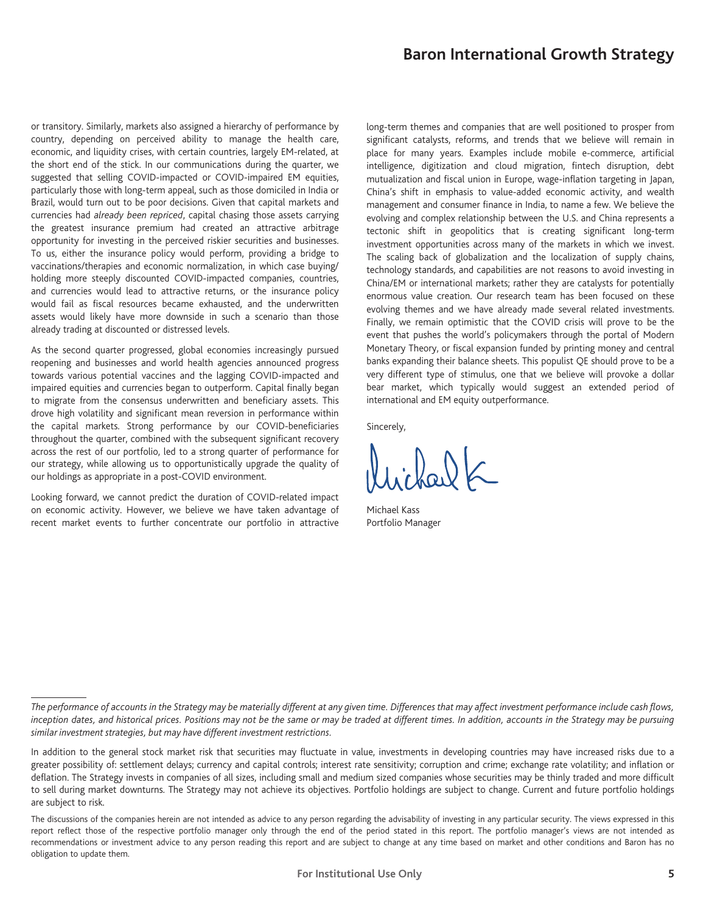or transitory. Similarly, markets also assigned a hierarchy of performance by country, depending on perceived ability to manage the health care, economic, and liquidity crises, with certain countries, largely EM-related, at the short end of the stick. In our communications during the quarter, we suggested that selling COVID-impacted or COVID-impaired EM equities, particularly those with long-term appeal, such as those domiciled in India or Brazil, would turn out to be poor decisions. Given that capital markets and currencies had *already been repriced*, capital chasing those assets carrying the greatest insurance premium had created an attractive arbitrage opportunity for investing in the perceived riskier securities and businesses. To us, either the insurance policy would perform, providing a bridge to vaccinations/therapies and economic normalization, in which case buying/holding more steeply discounted COVID-impacted companies, countries, and currencies would lead to attractive returns, or the insurance policy would fail as fiscal resources became exhausted, and the underwritten assets would likely have more downside in such a scenario than those already trading at discounted or distressed levels.

As the second quarter progressed, global economies increasingly pursued reopening and businesses and world health agencies announced progress towards various potential vaccines and the lagging COVID-impacted and impaired equities and currencies began to outperform. Capital finally began to migrate from the consensus underwritten and beneficiary assets. This drove high volatility and significant mean reversion in performance within the capital markets. Strong performance by our COVID-beneficiaries throughout the quarter, combined with the subsequent significant recovery across the rest of our portfolio, led to a strong quarter of performance for our strategy, while allowing us to opportunistically upgrade the quality of our holdings as appropriate in a post-COVID environment.

Looking forward, we cannot predict the duration of COVID-related impact on economic activity. However, we believe we have taken advantage of recent market events to further concentrate our portfolio in attractive long-term themes and companies that are well positioned to prosper from significant catalysts, reforms, and trends that we believe will remain in place for many years. Examples include mobile e-commerce, artificial intelligence, digitization and cloud migration, fintech disruption, debt mutualization and fiscal union in Europe, wage-inflation targeting in Japan, China's shift in emphasis to value-added economic activity, and wealth management and consumer finance in India, to name a few. We believe the evolving and complex relationship between the U.S. and China represents a tectonic shift in geopolitics that is creating significant long-term investment opportunities across many of the markets in which we invest. The scaling back of globalization and the localization of supply chains, technology standards, and capabilities are not reasons to avoid investing in China/EM or international markets; rather they are catalysts for potentially enormous value creation. Our research team has been focused on these evolving themes and we have already made several related investments. Finally, we remain optimistic that the COVID crisis will prove to be the event that pushes the world's policymakers through the portal of Modern Monetary Theory, or fiscal expansion funded by printing money and central banks expanding their balance sheets. This populist QE should prove to be a very different type of stimulus, one that we believe will provoke a dollar bear market, which typically would suggest an extended period of international and EM equity outperformance.

Sincerely,

Michael Kass
Portfolio Manager

---

*The performance of accounts in the Strategy may be materially different at any given time. Differences that may affect investment performance include cash flows, inception dates, and historical prices. Positions may not be the same or may be traded at different times. In addition, accounts in the Strategy may be pursuing similar investment strategies, but may have different investment restrictions.*

In addition to the general stock market risk that securities may fluctuate in value, investments in developing countries may have increased risks due to a greater possibility of: settlement delays; currency and capital controls; interest rate sensitivity; corruption and crime; exchange rate volatility; and inflation or deflation. The Strategy invests in companies of all sizes, including small and medium sized companies whose securities may be thinly traded and more difficult to sell during market downturns. The Strategy may not achieve its objectives. Portfolio holdings are subject to change. Current and future portfolio holdings are subject to risk.

The discussions of the companies herein are not intended as advice to any person regarding the advisability of investing in any particular security. The views expressed in this report reflect those of the respective portfolio manager only through the end of the period stated in this report. The portfolio manager's views are not intended as recommendations or investment advice to any person reading this report and are subject to change at any time based on market and other conditions and Baron has no obligation to update them.